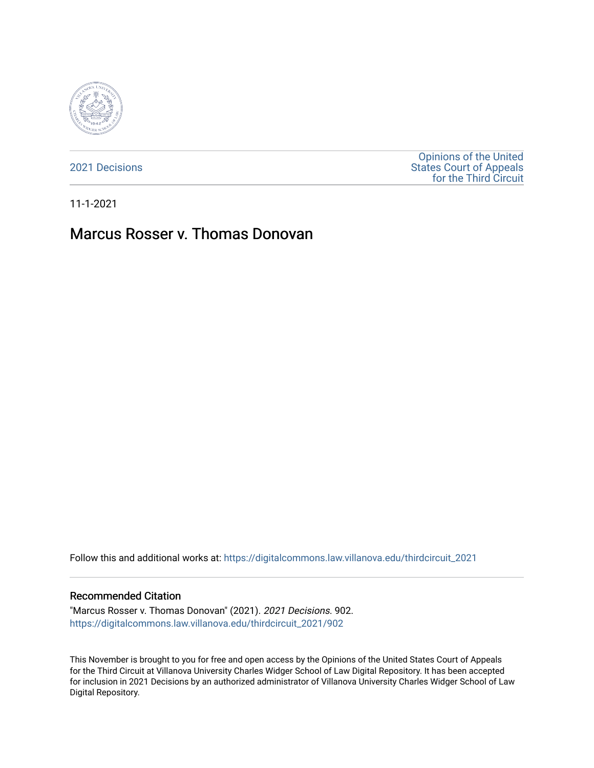2021 Decisions

Opinions of the United States Court of Appeals for the Third Circuit

11-1-2021

# Marcus Rosser v. Thomas Donovan

Follow this and additional works at: https://digitalcommons.law.villanova.edu/thirdcircuit_2021

## Recommended Citation

"Marcus Rosser v. Thomas Donovan" (2021). *2021 Decisions*. 902.
https://digitalcommons.law.villanova.edu/thirdcircuit_2021/902

This November is brought to you for free and open access by the Opinions of the United States Court of Appeals for the Third Circuit at Villanova University Charles Widger School of Law Digital Repository. It has been accepted for inclusion in 2021 Decisions by an authorized administrator of Villanova University Charles Widger School of Law Digital Repository.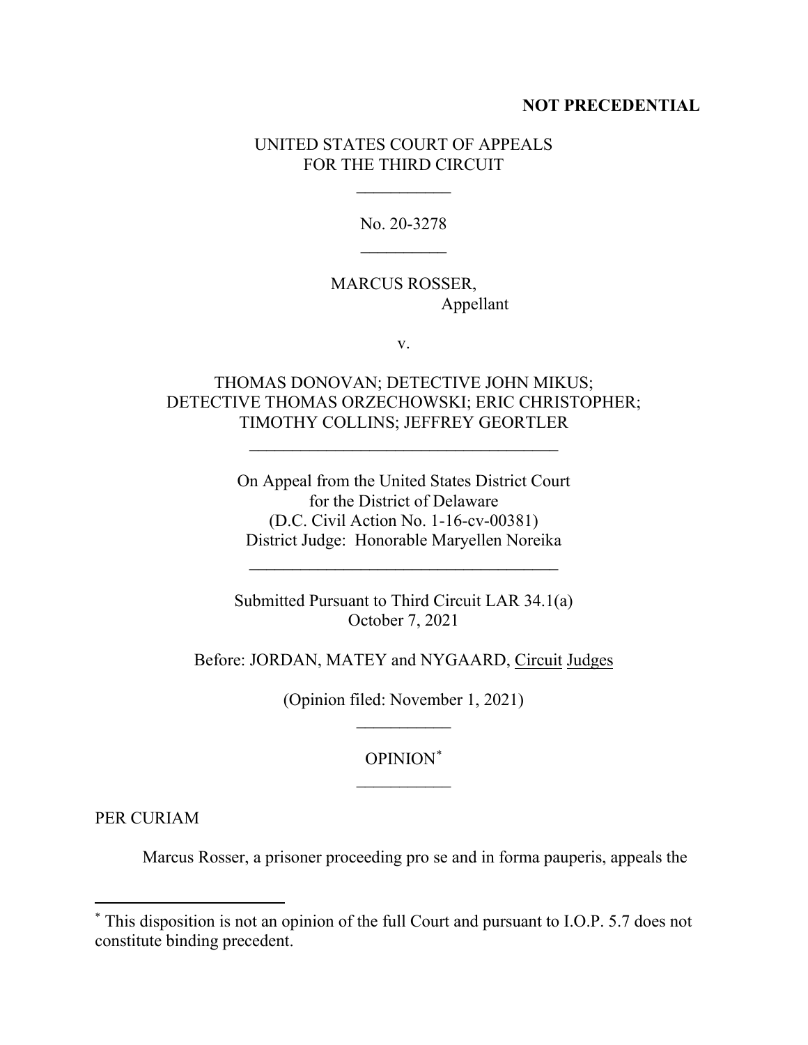**NOT PRECEDENTIAL**

UNITED STATES COURT OF APPEALS
FOR THE THIRD CIRCUIT

No. 20-3278

MARCUS ROSSER,
Appellant

v.

THOMAS DONOVAN; DETECTIVE JOHN MIKUS;
DETECTIVE THOMAS ORZECHOWSKI; ERIC CHRISTOPHER;
TIMOTHY COLLINS; JEFFREY GEORTLER

On Appeal from the United States District Court
for the District of Delaware
(D.C. Civil Action No. 1-16-cv-00381)
District Judge: Honorable Maryellen Noreika

Submitted Pursuant to Third Circuit LAR 34.1(a)
October 7, 2021

Before: JORDAN, MATEY and NYGAARD, Circuit Judges

(Opinion filed: November 1, 2021)

OPINION*

PER CURIAM

Marcus Rosser, a prisoner proceeding pro se and in forma pauperis, appeals the

* This disposition is not an opinion of the full Court and pursuant to I.O.P. 5.7 does not constitute binding precedent.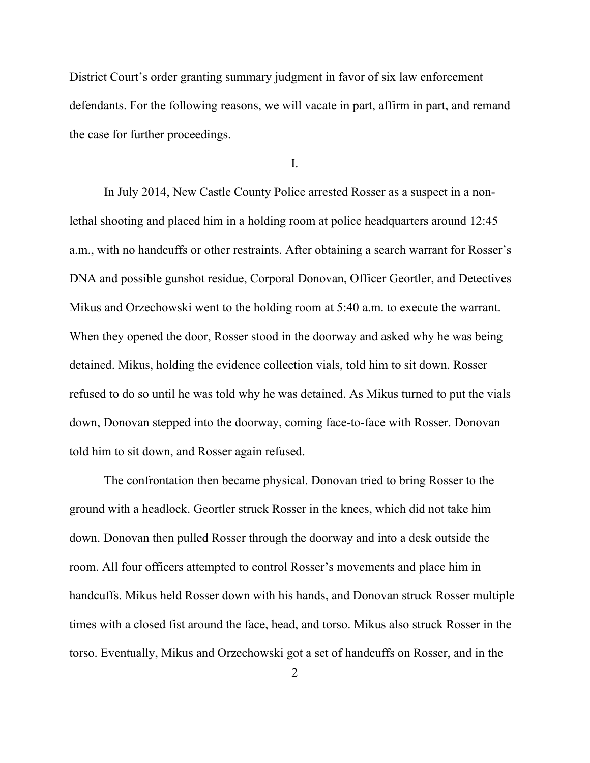District Court's order granting summary judgment in favor of six law enforcement defendants. For the following reasons, we will vacate in part, affirm in part, and remand the case for further proceedings.

## I.

In July 2014, New Castle County Police arrested Rosser as a suspect in a non-lethal shooting and placed him in a holding room at police headquarters around 12:45 a.m., with no handcuffs or other restraints. After obtaining a search warrant for Rosser's DNA and possible gunshot residue, Corporal Donovan, Officer Geortler, and Detectives Mikus and Orzechowski went to the holding room at 5:40 a.m. to execute the warrant. When they opened the door, Rosser stood in the doorway and asked why he was being detained. Mikus, holding the evidence collection vials, told him to sit down. Rosser refused to do so until he was told why he was detained. As Mikus turned to put the vials down, Donovan stepped into the doorway, coming face-to-face with Rosser. Donovan told him to sit down, and Rosser again refused.

The confrontation then became physical. Donovan tried to bring Rosser to the ground with a headlock. Geortler struck Rosser in the knees, which did not take him down. Donovan then pulled Rosser through the doorway and into a desk outside the room. All four officers attempted to control Rosser's movements and place him in handcuffs. Mikus held Rosser down with his hands, and Donovan struck Rosser multiple times with a closed fist around the face, head, and torso. Mikus also struck Rosser in the torso. Eventually, Mikus and Orzechowski got a set of handcuffs on Rosser, and in the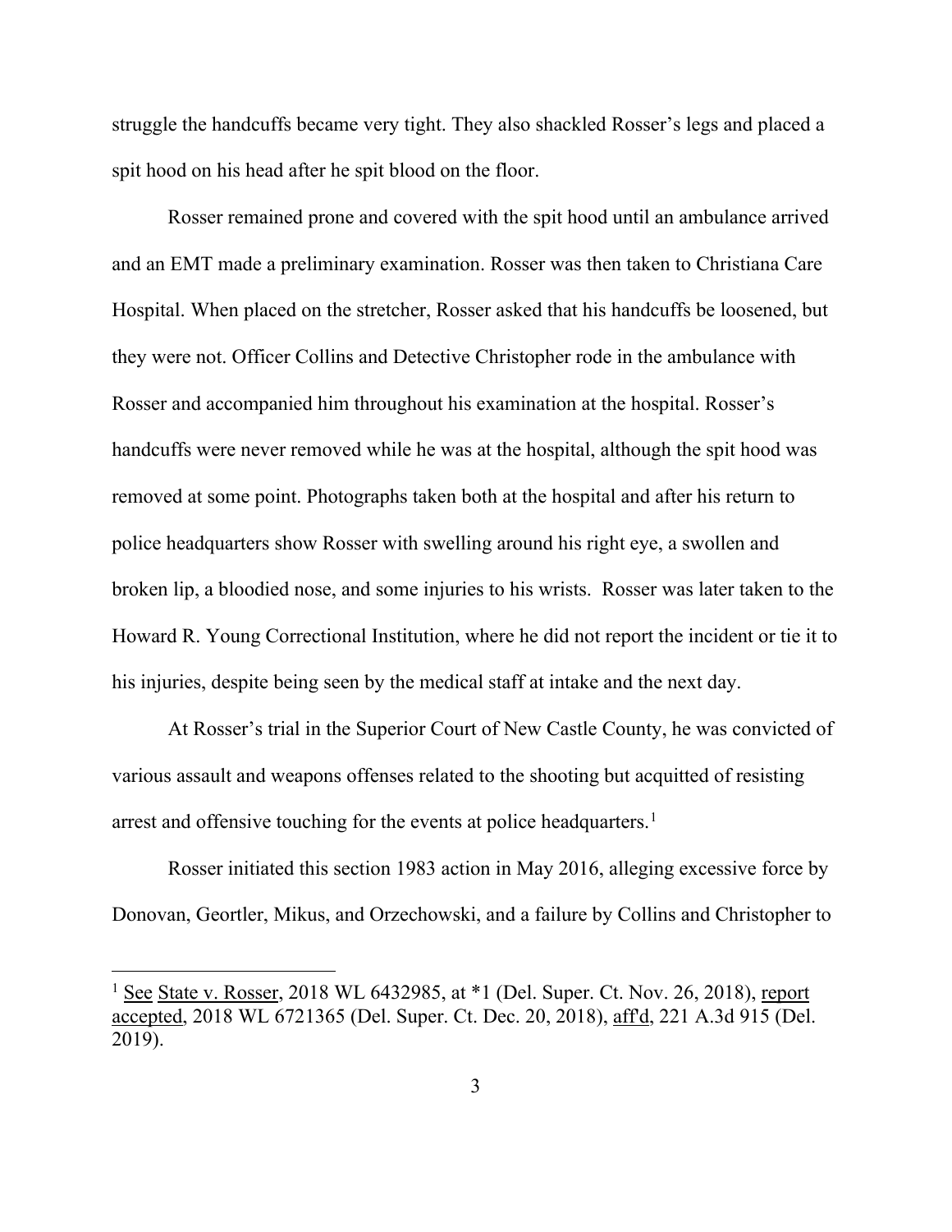struggle the handcuffs became very tight. They also shackled Rosser's legs and placed a spit hood on his head after he spit blood on the floor.

Rosser remained prone and covered with the spit hood until an ambulance arrived and an EMT made a preliminary examination. Rosser was then taken to Christiana Care Hospital. When placed on the stretcher, Rosser asked that his handcuffs be loosened, but they were not. Officer Collins and Detective Christopher rode in the ambulance with Rosser and accompanied him throughout his examination at the hospital. Rosser's handcuffs were never removed while he was at the hospital, although the spit hood was removed at some point. Photographs taken both at the hospital and after his return to police headquarters show Rosser with swelling around his right eye, a swollen and broken lip, a bloodied nose, and some injuries to his wrists. Rosser was later taken to the Howard R. Young Correctional Institution, where he did not report the incident or tie it to his injuries, despite being seen by the medical staff at intake and the next day.

At Rosser's trial in the Superior Court of New Castle County, he was convicted of various assault and weapons offenses related to the shooting but acquitted of resisting arrest and offensive touching for the events at police headquarters.[1]

Rosser initiated this section 1983 action in May 2016, alleging excessive force by Donovan, Geortler, Mikus, and Orzechowski, and a failure by Collins and Christopher to

---

[1] See State v. Rosser, 2018 WL 6432985, at *1 (Del. Super. Ct. Nov. 26, 2018), report accepted, 2018 WL 6721365 (Del. Super. Ct. Dec. 20, 2018), aff'd, 221 A.3d 915 (Del. 2019).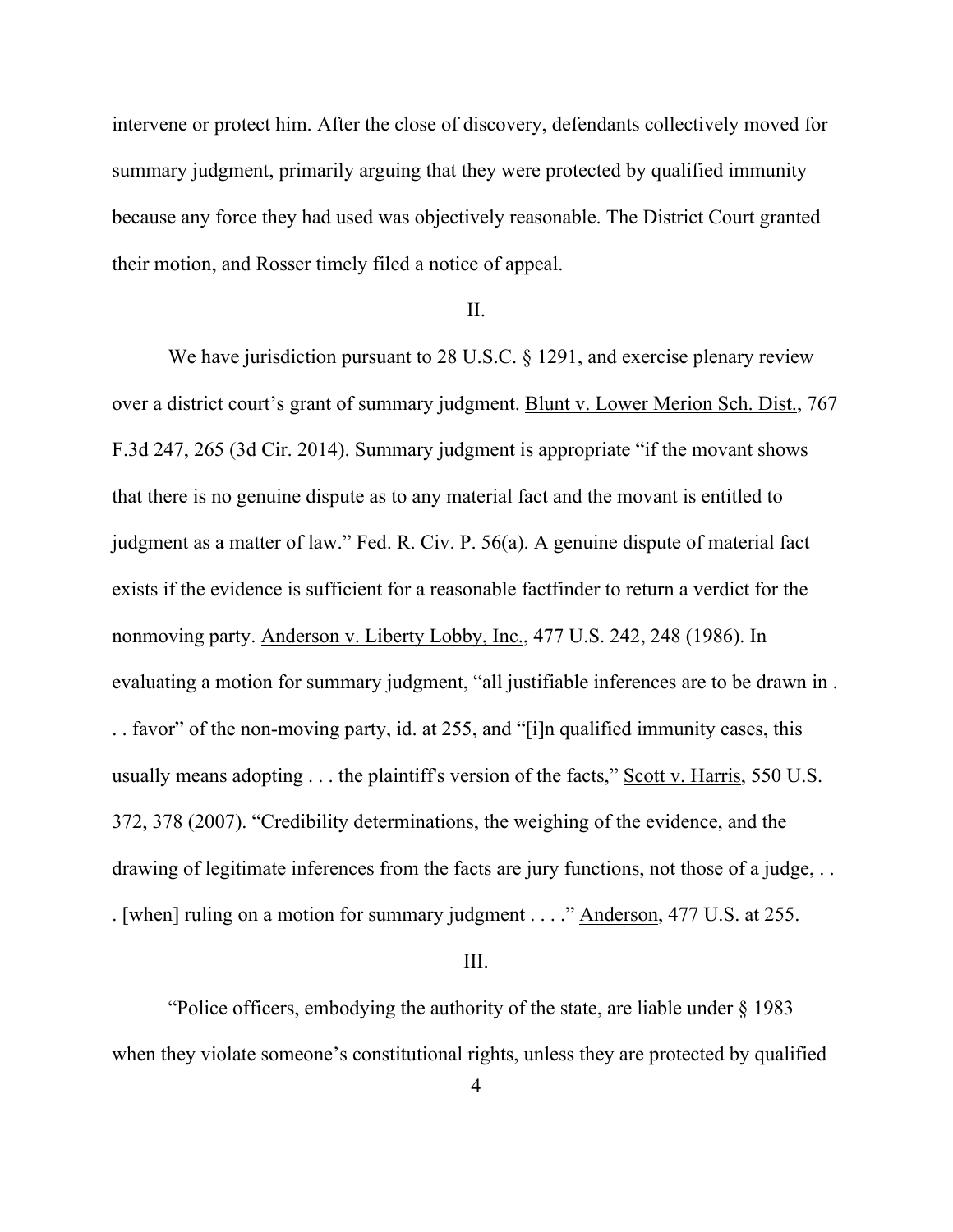intervene or protect him. After the close of discovery, defendants collectively moved for summary judgment, primarily arguing that they were protected by qualified immunity because any force they had used was objectively reasonable. The District Court granted their motion, and Rosser timely filed a notice of appeal.

II.

We have jurisdiction pursuant to 28 U.S.C. § 1291, and exercise plenary review over a district court's grant of summary judgment. Blunt v. Lower Merion Sch. Dist., 767 F.3d 247, 265 (3d Cir. 2014). Summary judgment is appropriate "if the movant shows that there is no genuine dispute as to any material fact and the movant is entitled to judgment as a matter of law." Fed. R. Civ. P. 56(a). A genuine dispute of material fact exists if the evidence is sufficient for a reasonable factfinder to return a verdict for the nonmoving party. Anderson v. Liberty Lobby, Inc., 477 U.S. 242, 248 (1986). In evaluating a motion for summary judgment, "all justifiable inferences are to be drawn in . . . favor" of the non-moving party, id. at 255, and "[i]n qualified immunity cases, this usually means adopting . . . the plaintiff's version of the facts," Scott v. Harris, 550 U.S. 372, 378 (2007). "Credibility determinations, the weighing of the evidence, and the drawing of legitimate inferences from the facts are jury functions, not those of a judge, . . . [when] ruling on a motion for summary judgment . . . ." Anderson, 477 U.S. at 255.

III.

"Police officers, embodying the authority of the state, are liable under § 1983 when they violate someone's constitutional rights, unless they are protected by qualified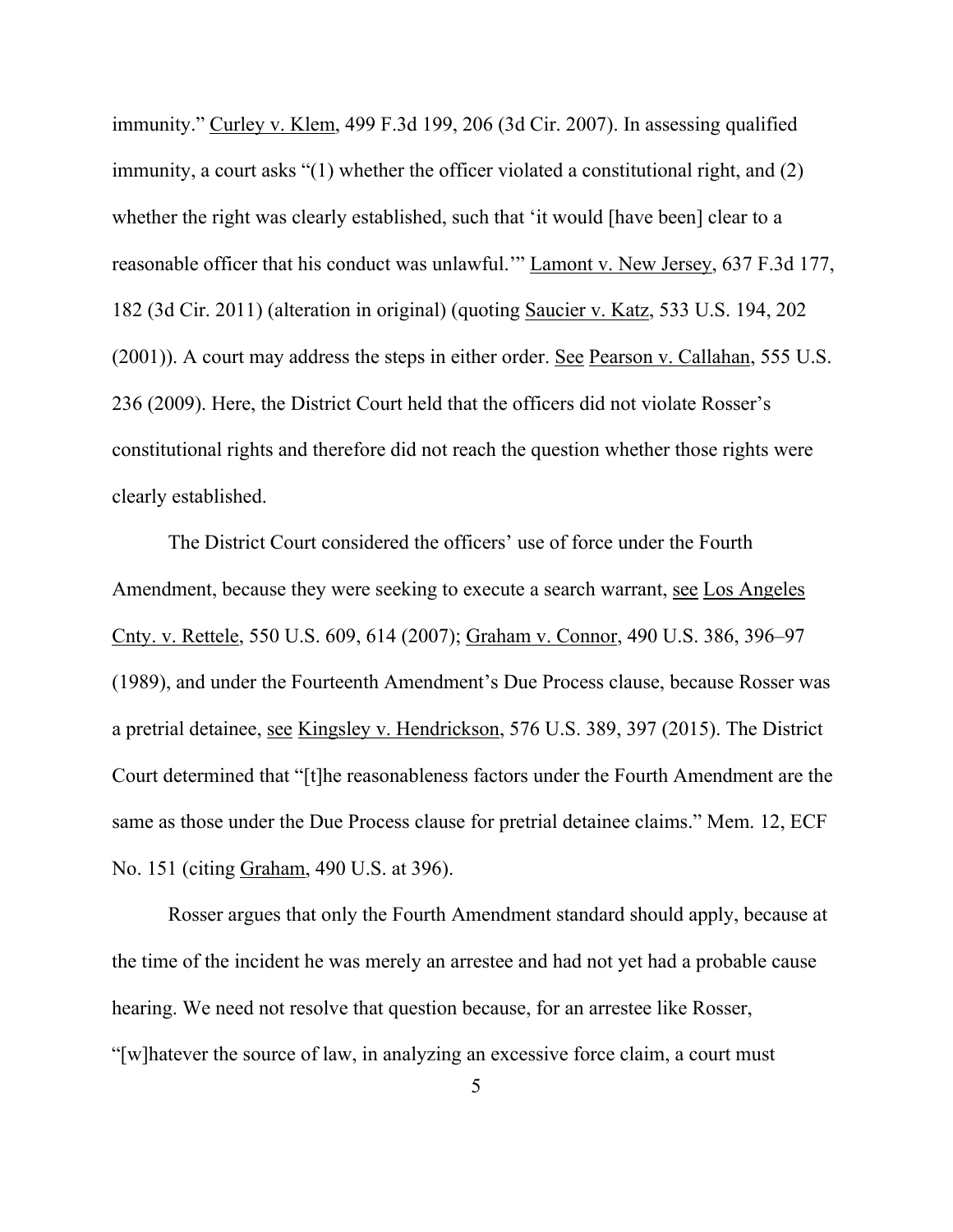immunity." Curley v. Klem, 499 F.3d 199, 206 (3d Cir. 2007). In assessing qualified immunity, a court asks "(1) whether the officer violated a constitutional right, and (2) whether the right was clearly established, such that 'it would [have been] clear to a reasonable officer that his conduct was unlawful.'" Lamont v. New Jersey, 637 F.3d 177, 182 (3d Cir. 2011) (alteration in original) (quoting Saucier v. Katz, 533 U.S. 194, 202 (2001)). A court may address the steps in either order. See Pearson v. Callahan, 555 U.S. 236 (2009). Here, the District Court held that the officers did not violate Rosser's constitutional rights and therefore did not reach the question whether those rights were clearly established.

The District Court considered the officers' use of force under the Fourth Amendment, because they were seeking to execute a search warrant, see Los Angeles Cnty. v. Rettele, 550 U.S. 609, 614 (2007); Graham v. Connor, 490 U.S. 386, 396–97 (1989), and under the Fourteenth Amendment's Due Process clause, because Rosser was a pretrial detainee, see Kingsley v. Hendrickson, 576 U.S. 389, 397 (2015). The District Court determined that "[t]he reasonableness factors under the Fourth Amendment are the same as those under the Due Process clause for pretrial detainee claims." Mem. 12, ECF No. 151 (citing Graham, 490 U.S. at 396).

Rosser argues that only the Fourth Amendment standard should apply, because at the time of the incident he was merely an arrestee and had not yet had a probable cause hearing. We need not resolve that question because, for an arrestee like Rosser, "[w]hatever the source of law, in analyzing an excessive force claim, a court must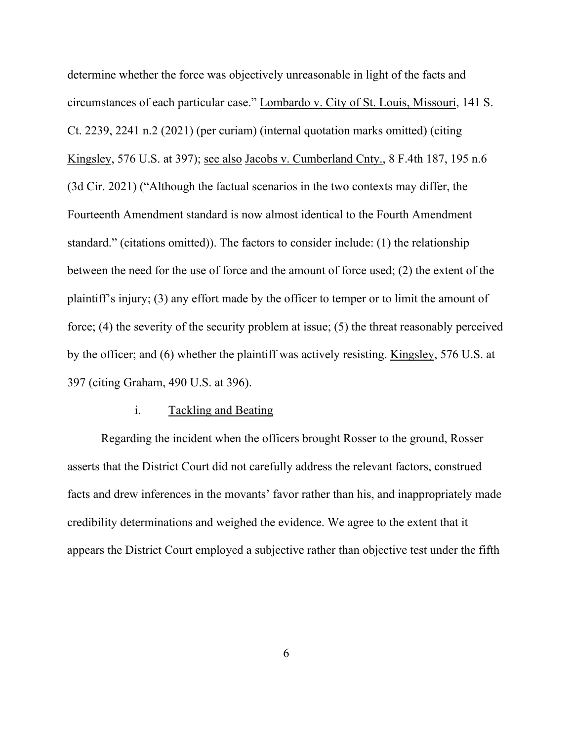determine whether the force was objectively unreasonable in light of the facts and circumstances of each particular case." Lombardo v. City of St. Louis, Missouri, 141 S. Ct. 2239, 2241 n.2 (2021) (per curiam) (internal quotation marks omitted) (citing Kingsley, 576 U.S. at 397); see also Jacobs v. Cumberland Cnty., 8 F.4th 187, 195 n.6 (3d Cir. 2021) ("Although the factual scenarios in the two contexts may differ, the Fourteenth Amendment standard is now almost identical to the Fourth Amendment standard." (citations omitted)). The factors to consider include: (1) the relationship between the need for the use of force and the amount of force used; (2) the extent of the plaintiff's injury; (3) any effort made by the officer to temper or to limit the amount of force; (4) the severity of the security problem at issue; (5) the threat reasonably perceived by the officer; and (6) whether the plaintiff was actively resisting. Kingsley, 576 U.S. at 397 (citing Graham, 490 U.S. at 396).

i. Tackling and Beating

Regarding the incident when the officers brought Rosser to the ground, Rosser asserts that the District Court did not carefully address the relevant factors, construed facts and drew inferences in the movants' favor rather than his, and inappropriately made credibility determinations and weighed the evidence. We agree to the extent that it appears the District Court employed a subjective rather than objective test under the fifth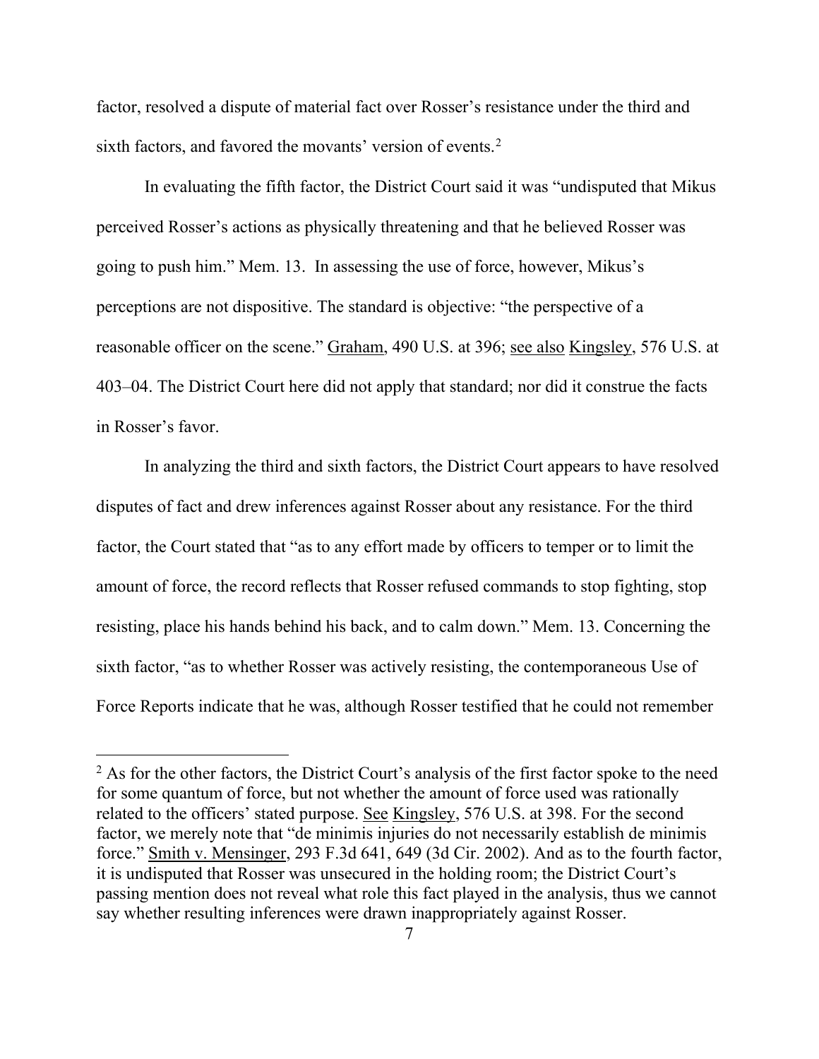factor, resolved a dispute of material fact over Rosser's resistance under the third and sixth factors, and favored the movants' version of events.[2]

In evaluating the fifth factor, the District Court said it was "undisputed that Mikus perceived Rosser's actions as physically threatening and that he believed Rosser was going to push him." Mem. 13. In assessing the use of force, however, Mikus's perceptions are not dispositive. The standard is objective: "the perspective of a reasonable officer on the scene." Graham, 490 U.S. at 396; see also Kingsley, 576 U.S. at 403–04. The District Court here did not apply that standard; nor did it construe the facts in Rosser's favor.

In analyzing the third and sixth factors, the District Court appears to have resolved disputes of fact and drew inferences against Rosser about any resistance. For the third factor, the Court stated that "as to any effort made by officers to temper or to limit the amount of force, the record reflects that Rosser refused commands to stop fighting, stop resisting, place his hands behind his back, and to calm down." Mem. 13. Concerning the sixth factor, "as to whether Rosser was actively resisting, the contemporaneous Use of Force Reports indicate that he was, although Rosser testified that he could not remember

---

[2] As for the other factors, the District Court's analysis of the first factor spoke to the need for some quantum of force, but not whether the amount of force used was rationally related to the officers' stated purpose. See Kingsley, 576 U.S. at 398. For the second factor, we merely note that "de minimis injuries do not necessarily establish de minimis force." Smith v. Mensinger, 293 F.3d 641, 649 (3d Cir. 2002). And as to the fourth factor, it is undisputed that Rosser was unsecured in the holding room; the District Court's passing mention does not reveal what role this fact played in the analysis, thus we cannot say whether resulting inferences were drawn inappropriately against Rosser.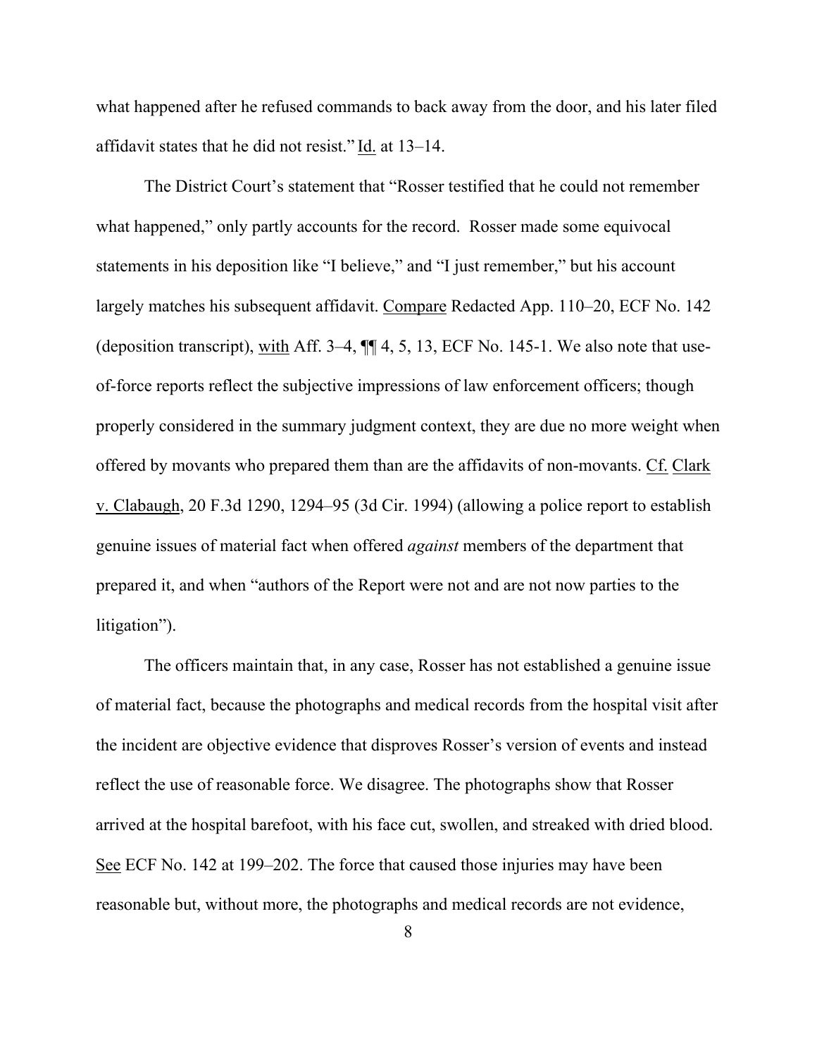what happened after he refused commands to back away from the door, and his later filed affidavit states that he did not resist." Id. at 13–14.

The District Court's statement that "Rosser testified that he could not remember what happened," only partly accounts for the record. Rosser made some equivocal statements in his deposition like "I believe," and "I just remember," but his account largely matches his subsequent affidavit. Compare Redacted App. 110–20, ECF No. 142 (deposition transcript), with Aff. 3–4, ¶¶ 4, 5, 13, ECF No. 145-1. We also note that use-of-force reports reflect the subjective impressions of law enforcement officers; though properly considered in the summary judgment context, they are due no more weight when offered by movants who prepared them than are the affidavits of non-movants. Cf. Clark v. Clabaugh, 20 F.3d 1290, 1294–95 (3d Cir. 1994) (allowing a police report to establish genuine issues of material fact when offered *against* members of the department that prepared it, and when "authors of the Report were not and are not now parties to the litigation").

The officers maintain that, in any case, Rosser has not established a genuine issue of material fact, because the photographs and medical records from the hospital visit after the incident are objective evidence that disproves Rosser's version of events and instead reflect the use of reasonable force. We disagree. The photographs show that Rosser arrived at the hospital barefoot, with his face cut, swollen, and streaked with dried blood. See ECF No. 142 at 199–202. The force that caused those injuries may have been reasonable but, without more, the photographs and medical records are not evidence,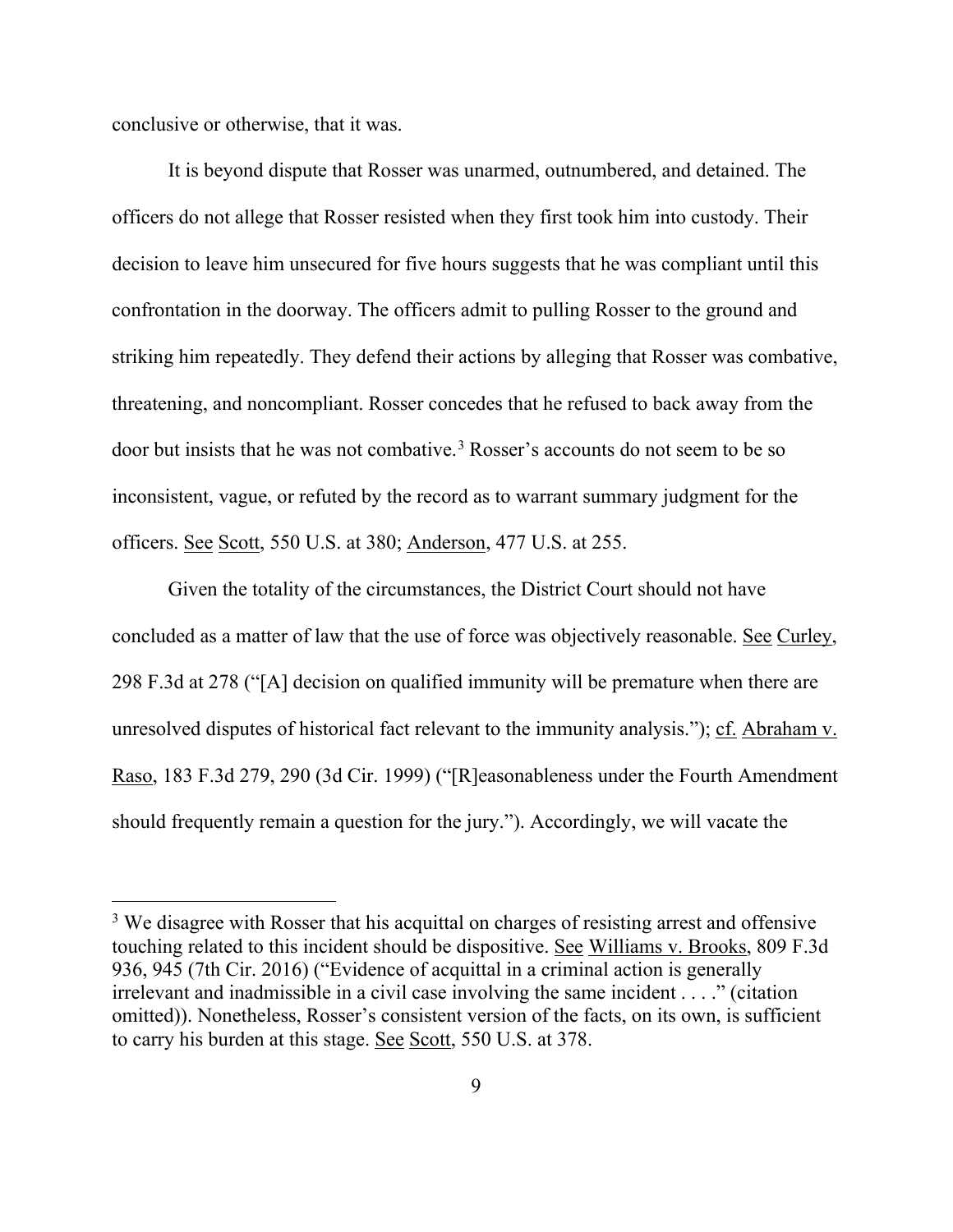conclusive or otherwise, that it was.

It is beyond dispute that Rosser was unarmed, outnumbered, and detained. The officers do not allege that Rosser resisted when they first took him into custody. Their decision to leave him unsecured for five hours suggests that he was compliant until this confrontation in the doorway. The officers admit to pulling Rosser to the ground and striking him repeatedly. They defend their actions by alleging that Rosser was combative, threatening, and noncompliant. Rosser concedes that he refused to back away from the door but insists that he was not combative.[3] Rosser's accounts do not seem to be so inconsistent, vague, or refuted by the record as to warrant summary judgment for the officers. See Scott, 550 U.S. at 380; Anderson, 477 U.S. at 255.

Given the totality of the circumstances, the District Court should not have concluded as a matter of law that the use of force was objectively reasonable. See Curley, 298 F.3d at 278 ("[A] decision on qualified immunity will be premature when there are unresolved disputes of historical fact relevant to the immunity analysis."); cf. Abraham v. Raso, 183 F.3d 279, 290 (3d Cir. 1999) ("[R]easonableness under the Fourth Amendment should frequently remain a question for the jury."). Accordingly, we will vacate the

---

[3] We disagree with Rosser that his acquittal on charges of resisting arrest and offensive touching related to this incident should be dispositive. See Williams v. Brooks, 809 F.3d 936, 945 (7th Cir. 2016) ("Evidence of acquittal in a criminal action is generally irrelevant and inadmissible in a civil case involving the same incident . . . ." (citation omitted)). Nonetheless, Rosser's consistent version of the facts, on its own, is sufficient to carry his burden at this stage. See Scott, 550 U.S. at 378.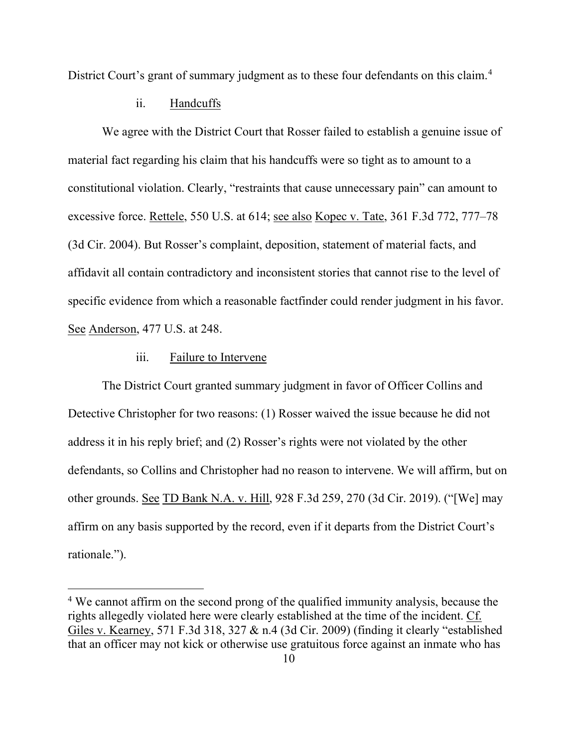District Court's grant of summary judgment as to these four defendants on this claim.[4]

ii. Handcuffs

We agree with the District Court that Rosser failed to establish a genuine issue of material fact regarding his claim that his handcuffs were so tight as to amount to a constitutional violation. Clearly, "restraints that cause unnecessary pain" can amount to excessive force. Rettele, 550 U.S. at 614; see also Kopec v. Tate, 361 F.3d 772, 777–78 (3d Cir. 2004). But Rosser's complaint, deposition, statement of material facts, and affidavit all contain contradictory and inconsistent stories that cannot rise to the level of specific evidence from which a reasonable factfinder could render judgment in his favor. See Anderson, 477 U.S. at 248.

iii. Failure to Intervene

The District Court granted summary judgment in favor of Officer Collins and Detective Christopher for two reasons: (1) Rosser waived the issue because he did not address it in his reply brief; and (2) Rosser's rights were not violated by the other defendants, so Collins and Christopher had no reason to intervene. We will affirm, but on other grounds. See TD Bank N.A. v. Hill, 928 F.3d 259, 270 (3d Cir. 2019). ("[We] may affirm on any basis supported by the record, even if it departs from the District Court's rationale.").

---

[4] We cannot affirm on the second prong of the qualified immunity analysis, because the rights allegedly violated here were clearly established at the time of the incident. Cf. Giles v. Kearney, 571 F.3d 318, 327 & n.4 (3d Cir. 2009) (finding it clearly "established that an officer may not kick or otherwise use gratuitous force against an inmate who has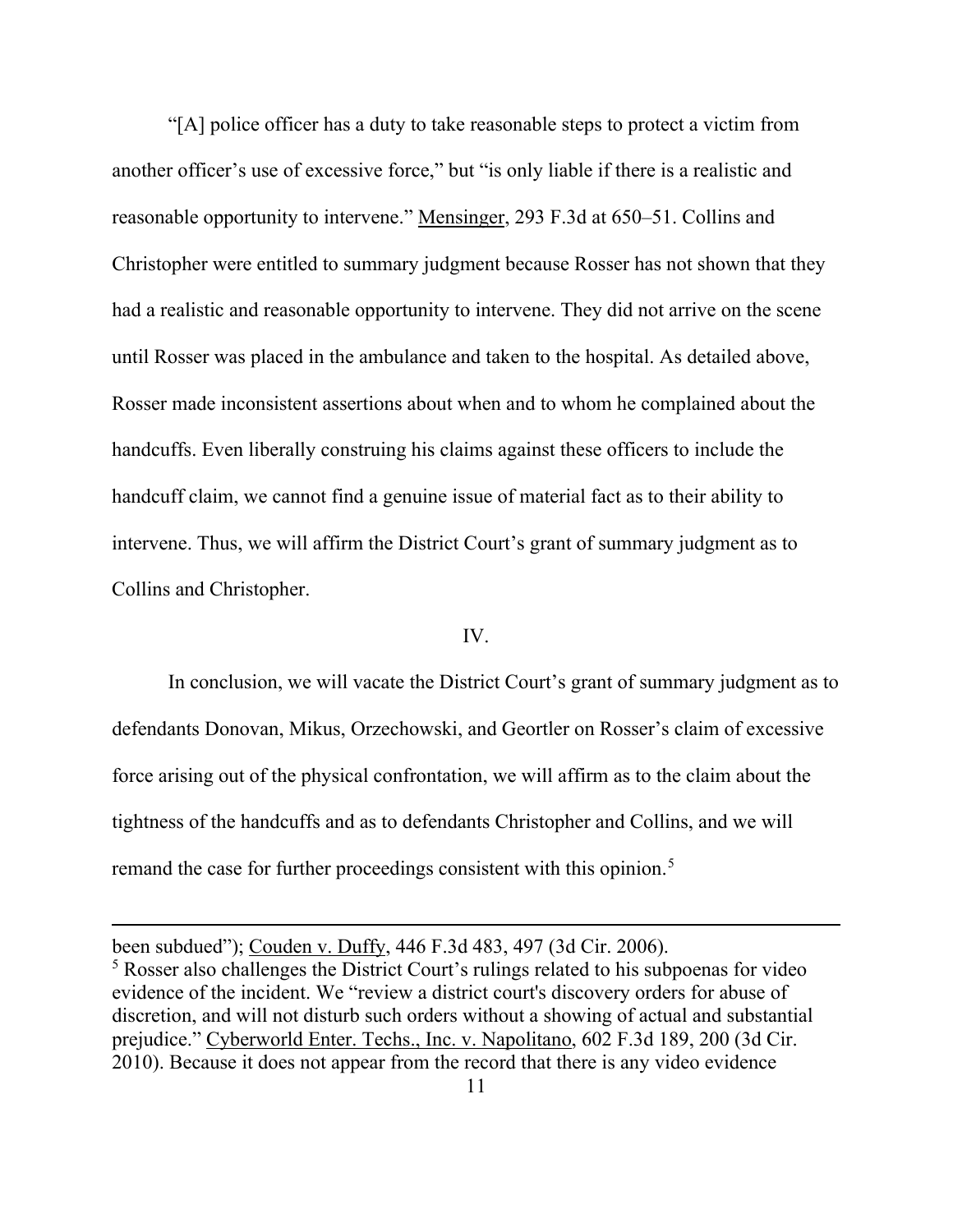"[A] police officer has a duty to take reasonable steps to protect a victim from another officer's use of excessive force," but "is only liable if there is a realistic and reasonable opportunity to intervene." Mensinger, 293 F.3d at 650–51. Collins and Christopher were entitled to summary judgment because Rosser has not shown that they had a realistic and reasonable opportunity to intervene. They did not arrive on the scene until Rosser was placed in the ambulance and taken to the hospital. As detailed above, Rosser made inconsistent assertions about when and to whom he complained about the handcuffs. Even liberally construing his claims against these officers to include the handcuff claim, we cannot find a genuine issue of material fact as to their ability to intervene. Thus, we will affirm the District Court's grant of summary judgment as to Collins and Christopher.

## IV.

In conclusion, we will vacate the District Court's grant of summary judgment as to defendants Donovan, Mikus, Orzechowski, and Geortler on Rosser's claim of excessive force arising out of the physical confrontation, we will affirm as to the claim about the tightness of the handcuffs and as to defendants Christopher and Collins, and we will remand the case for further proceedings consistent with this opinion.[5]

---

been subdued"); Couden v. Duffy, 446 F.3d 483, 497 (3d Cir. 2006).

[5] Rosser also challenges the District Court's rulings related to his subpoenas for video evidence of the incident. We "review a district court's discovery orders for abuse of discretion, and will not disturb such orders without a showing of actual and substantial prejudice." Cyberworld Enter. Techs., Inc. v. Napolitano, 602 F.3d 189, 200 (3d Cir. 2010). Because it does not appear from the record that there is any video evidence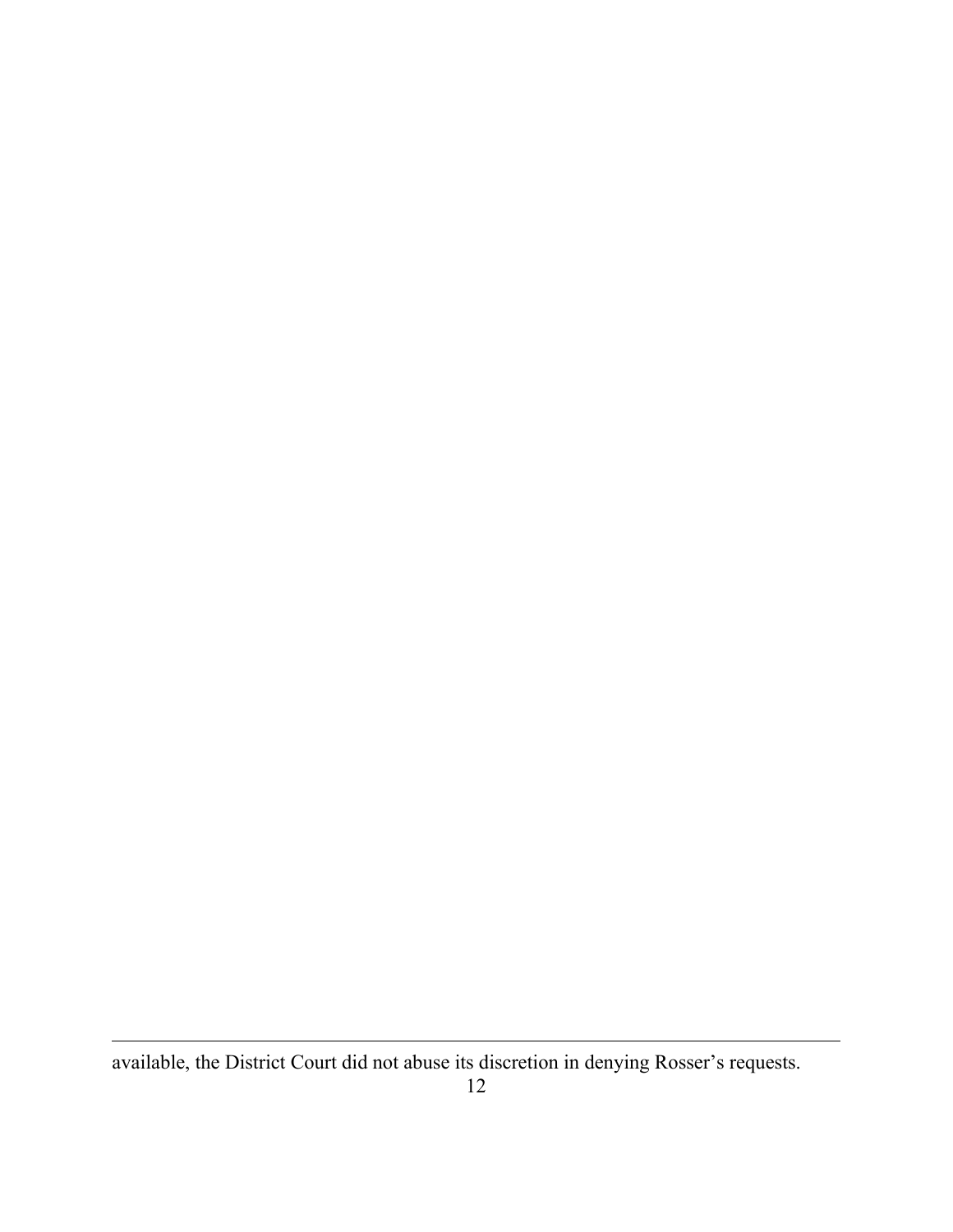available, the District Court did not abuse its discretion in denying Rosser's requests.